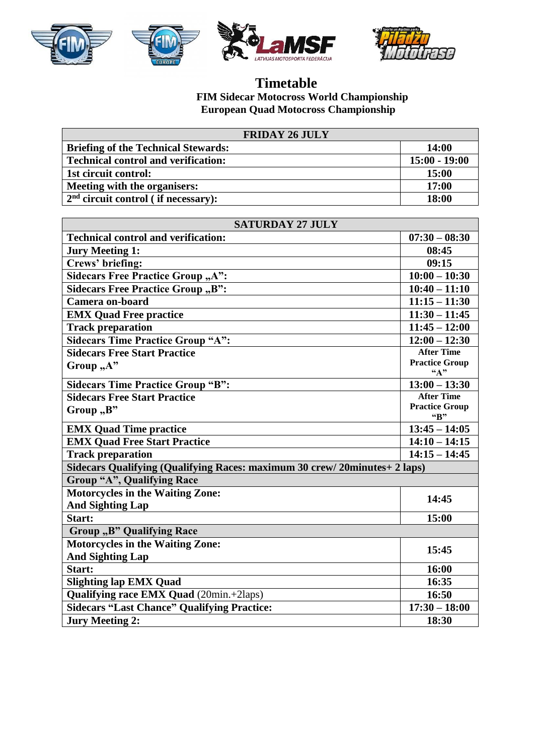# Timetable

**FIM Sidecar Motocross World Championship**
**European Quad Motocross Championship**

| FRIDAY 26 JULY | |
|---|---|
| **Briefing of the Technical Stewards:** | **14:00** |
| **Technical control and verification:** | **15:00 - 19:00** |
| **1st circuit control:** | **15:00** |
| **Meeting with the organisers:** | **17:00** |
| **2nd circuit control ( if necessary):** | **18:00** |

| SATURDAY 27 JULY | |
|---|---|
| **Technical control and verification:** | **07:30 – 08:30** |
| **Jury Meeting 1:** | **08:45** |
| **Crews' briefing:** | **09:15** |
| **Sidecars Free Practice Group „A":** | **10:00 – 10:30** |
| **Sidecars Free Practice Group „B":** | **10:40 – 11:10** |
| **Camera on-board** | **11:15 – 11:30** |
| **EMX Quad Free practice** | **11:30 – 11:45** |
| **Track preparation** | **11:45 – 12:00** |
| **Sidecars Time Practice Group "A":** | **12:00 – 12:30** |
| **Sidecars Free Start Practice Group „A"** | **After Time Practice Group "A"** |
| **Sidecars Time Practice Group "B":** | **13:00 – 13:30** |
| **Sidecars Free Start Practice Group „B"** | **After Time Practice Group "B"** |
| **EMX Quad Time practice** | **13:45 – 14:05** |
| **EMX Quad Free Start Practice** | **14:10 – 14:15** |
| **Track preparation** | **14:15 – 14:45** |
| **Sidecars Qualifying (Qualifying Races: maximum 30 crew/ 20minutes+ 2 laps)** | |
| **Group "A", Qualifying Race** | |
| **Motorcycles in the Waiting Zone: And Sighting Lap** | **14:45** |
| **Start:** | **15:00** |
| **Group „B" Qualifying Race** | |
| **Motorcycles in the Waiting Zone: And Sighting Lap** | **15:45** |
| **Start:** | **16:00** |
| **Slighting lap EMX Quad** | **16:35** |
| **Qualifying race EMX Quad** (20min.+2laps) | **16:50** |
| **Sidecars "Last Chance" Qualifying Practice:** | **17:30 – 18:00** |
| **Jury Meeting 2:** | **18:30** |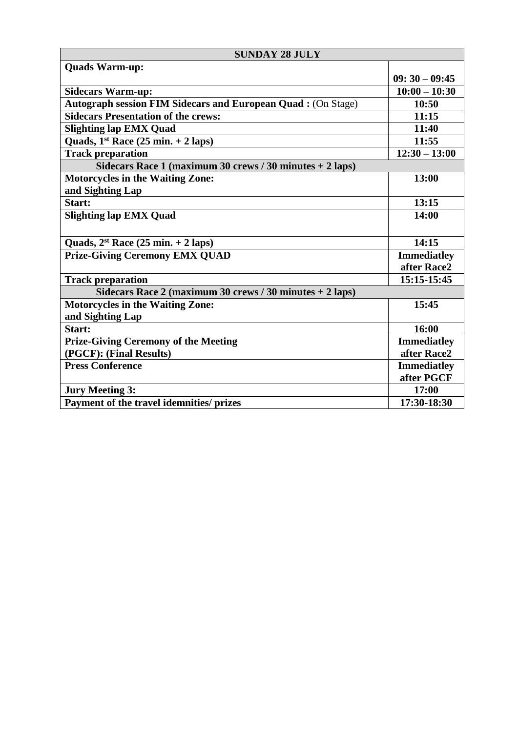| SUNDAY 28 JULY | |
|---|---|
| **Quads Warm-up:** | **09: 30 – 09:45** |
| **Sidecars Warm-up:** | **10:00 – 10:30** |
| **Autograph session FIM Sidecars and European Quad :** (On Stage) | **10:50** |
| **Sidecars Presentation of the crews:** | **11:15** |
| **Slighting lap EMX Quad** | **11:40** |
| **Quads, 1st Race (25 min. + 2 laps)** | **11:55** |
| **Track preparation** | **12:30 – 13:00** |
| **Sidecars Race 1 (maximum 30 crews / 30 minutes + 2 laps)** | |
| **Motorcycles in the Waiting Zone: and Sighting Lap** | **13:00** |
| **Start:** | **13:15** |
| **Slighting lap EMX Quad** | **14:00** |
| **Quads, 2st Race (25 min. + 2 laps)** | **14:15** |
| **Prize-Giving Ceremony EMX QUAD** | **Immediatley after Race2** |
| **Track preparation** | **15:15-15:45** |
| **Sidecars Race 2 (maximum 30 crews / 30 minutes + 2 laps)** | |
| **Motorcycles in the Waiting Zone: and Sighting Lap** | **15:45** |
| **Start:** | **16:00** |
| **Prize-Giving Ceremony of the Meeting (PGCF): (Final Results)** | **Immediatley after Race2** |
| **Press Conference** | **Immediatley after PGCF** |
| **Jury Meeting 3:** | **17:00** |
| **Payment of the travel idemnities/ prizes** | **17:30-18:30** |